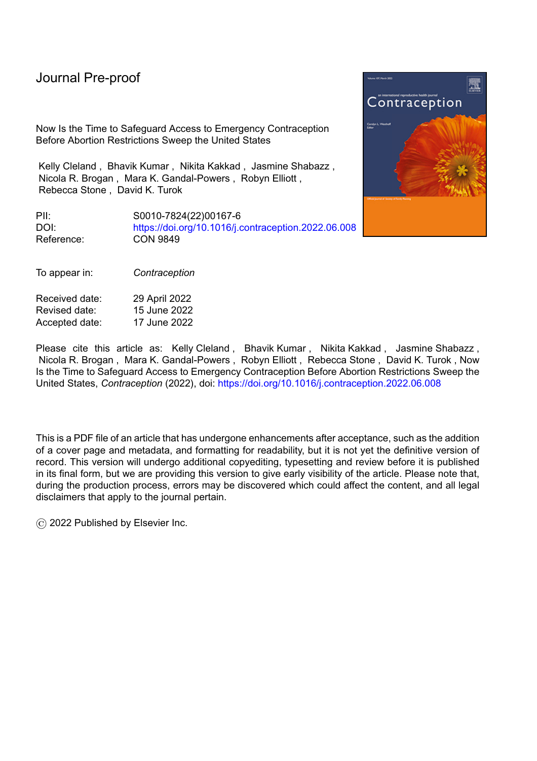Journal Pre-proof

Now Is the Time to Safeguard Access to Emergency Contraception Before Abortion Restrictions Sweep the United States

Kelly Cleland , Bhavik Kumar , Nikita Kakkad , Jasmine Shabazz , Nicola R. Brogan , Mara K. Gandal-Powers , Robyn Elliott , Rebecca Stone , David K. Turok

PII: S0010-7824(22)00167-6
DOI: https://doi.org/10.1016/j.contraception.2022.06.008
Reference: CON 9849

To appear in: *Contraception*

Received date: 29 April 2022
Revised date: 15 June 2022
Accepted date: 17 June 2022

Please cite this article as: Kelly Cleland , Bhavik Kumar , Nikita Kakkad , Jasmine Shabazz , Nicola R. Brogan , Mara K. Gandal-Powers , Robyn Elliott , Rebecca Stone , David K. Turok , Now Is the Time to Safeguard Access to Emergency Contraception Before Abortion Restrictions Sweep the United States, *Contraception* (2022), doi: https://doi.org/10.1016/j.contraception.2022.06.008

This is a PDF file of an article that has undergone enhancements after acceptance, such as the addition of a cover page and metadata, and formatting for readability, but it is not yet the definitive version of record. This version will undergo additional copyediting, typesetting and review before it is published in its final form, but we are providing this version to give early visibility of the article. Please note that, during the production process, errors may be discovered which could affect the content, and all legal disclaimers that apply to the journal pertain.

© 2022 Published by Elsevier Inc.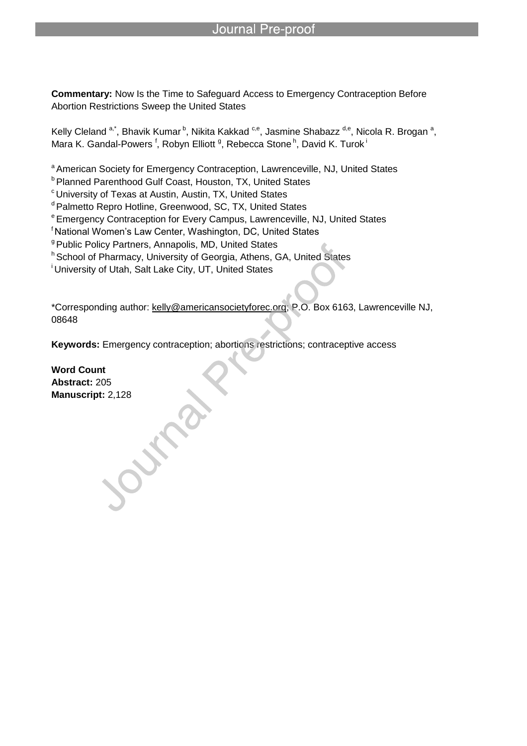**Commentary:** Now Is the Time to Safeguard Access to Emergency Contraception Before Abortion Restrictions Sweep the United States

Kelly Cleland [a,*], Bhavik Kumar [b], Nikita Kakkad [c,e], Jasmine Shabazz [d,e], Nicola R. Brogan [a], Mara K. Gandal-Powers [f], Robyn Elliott [g], Rebecca Stone [h], David K. Turok [i]

[a] American Society for Emergency Contraception, Lawrenceville, NJ, United States
[b] Planned Parenthood Gulf Coast, Houston, TX, United States
[c] University of Texas at Austin, Austin, TX, United States
[d] Palmetto Repro Hotline, Greenwood, SC, TX, United States
[e] Emergency Contraception for Every Campus, Lawrenceville, NJ, United States
[f] National Women's Law Center, Washington, DC, United States
[g] Public Policy Partners, Annapolis, MD, United States
[h] School of Pharmacy, University of Georgia, Athens, GA, United States
[i] University of Utah, Salt Lake City, UT, United States

*Corresponding author: kelly@americansocietyforec.org; P.O. Box 6163, Lawrenceville NJ, 08648

**Keywords:** Emergency contraception; abortions restrictions; contraceptive access

**Word Count**
**Abstract:** 205
**Manuscript:** 2,128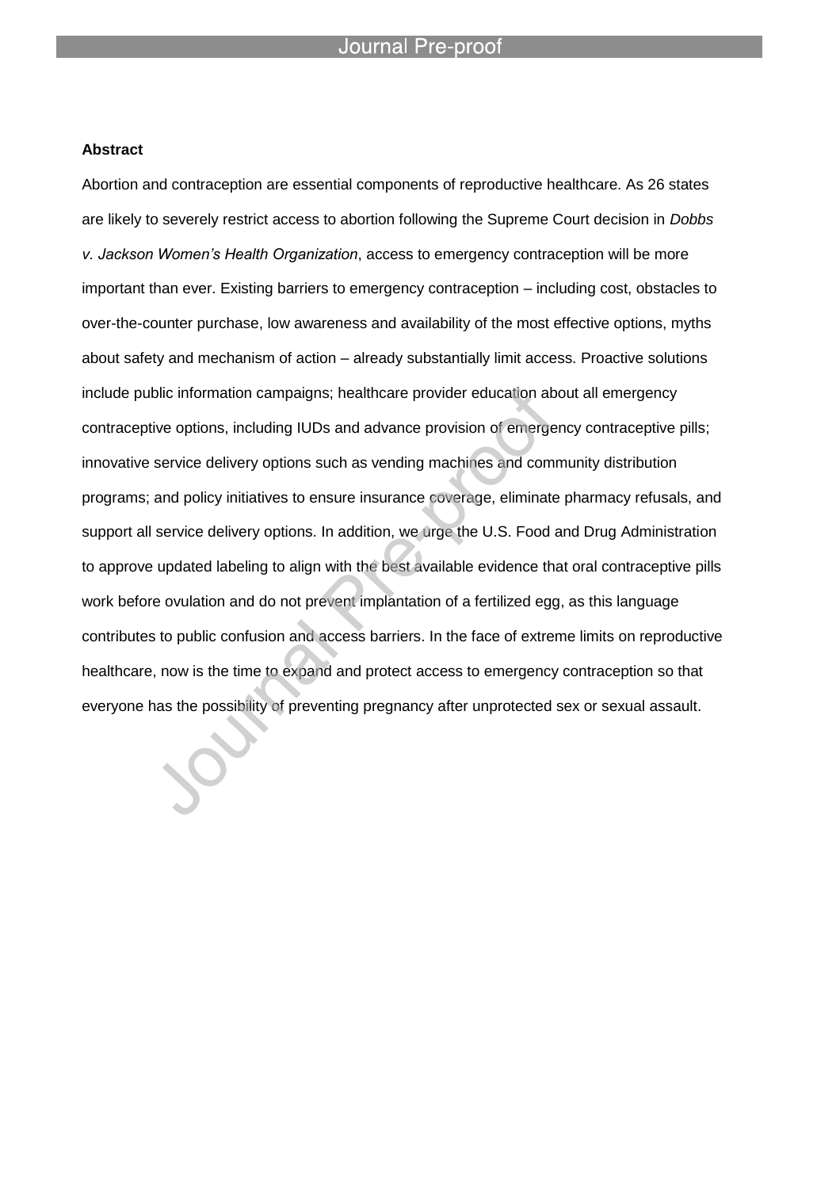**Abstract**

Abortion and contraception are essential components of reproductive healthcare. As 26 states are likely to severely restrict access to abortion following the Supreme Court decision in *Dobbs v. Jackson Women's Health Organization*, access to emergency contraception will be more important than ever. Existing barriers to emergency contraception – including cost, obstacles to over-the-counter purchase, low awareness and availability of the most effective options, myths about safety and mechanism of action – already substantially limit access. Proactive solutions include public information campaigns; healthcare provider education about all emergency contraceptive options, including IUDs and advance provision of emergency contraceptive pills; innovative service delivery options such as vending machines and community distribution programs; and policy initiatives to ensure insurance coverage, eliminate pharmacy refusals, and support all service delivery options. In addition, we urge the U.S. Food and Drug Administration to approve updated labeling to align with the best available evidence that oral contraceptive pills work before ovulation and do not prevent implantation of a fertilized egg, as this language contributes to public confusion and access barriers. In the face of extreme limits on reproductive healthcare, now is the time to expand and protect access to emergency contraception so that everyone has the possibility of preventing pregnancy after unprotected sex or sexual assault.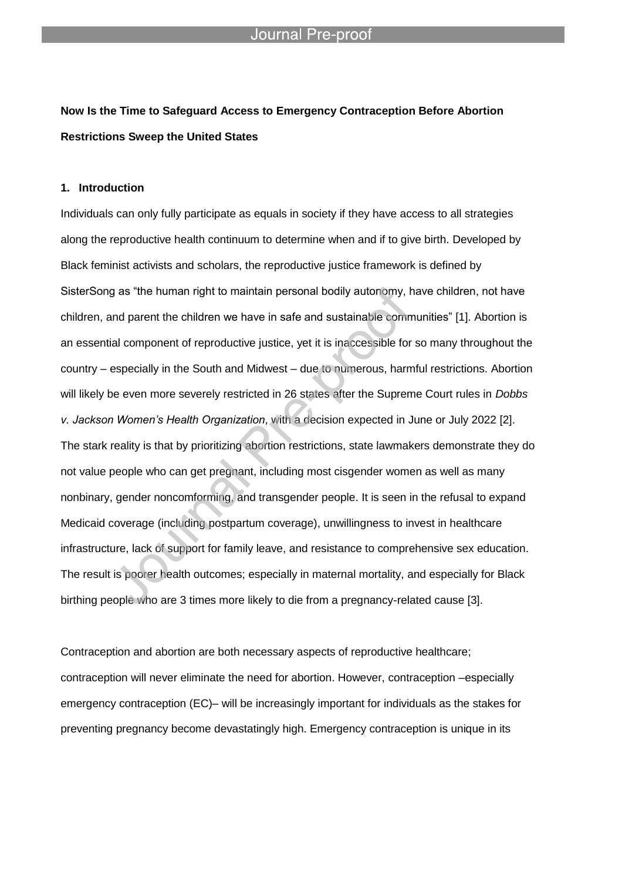**Now Is the Time to Safeguard Access to Emergency Contraception Before Abortion Restrictions Sweep the United States**

## 1. Introduction

Individuals can only fully participate as equals in society if they have access to all strategies along the reproductive health continuum to determine when and if to give birth. Developed by Black feminist activists and scholars, the reproductive justice framework is defined by SisterSong as "the human right to maintain personal bodily autonomy, have children, not have children, and parent the children we have in safe and sustainable communities" [1]. Abortion is an essential component of reproductive justice, yet it is inaccessible for so many throughout the country – especially in the South and Midwest – due to numerous, harmful restrictions. Abortion will likely be even more severely restricted in 26 states after the Supreme Court rules in *Dobbs v. Jackson Women's Health Organization*, with a decision expected in June or July 2022 [2]. The stark reality is that by prioritizing abortion restrictions, state lawmakers demonstrate they do not value people who can get pregnant, including most cisgender women as well as many nonbinary, gender noncomforming, and transgender people. It is seen in the refusal to expand Medicaid coverage (including postpartum coverage), unwillingness to invest in healthcare infrastructure, lack of support for family leave, and resistance to comprehensive sex education. The result is poorer health outcomes; especially in maternal mortality, and especially for Black birthing people who are 3 times more likely to die from a pregnancy-related cause [3].

Contraception and abortion are both necessary aspects of reproductive healthcare; contraception will never eliminate the need for abortion. However, contraception –especially emergency contraception (EC)– will be increasingly important for individuals as the stakes for preventing pregnancy become devastatingly high. Emergency contraception is unique in its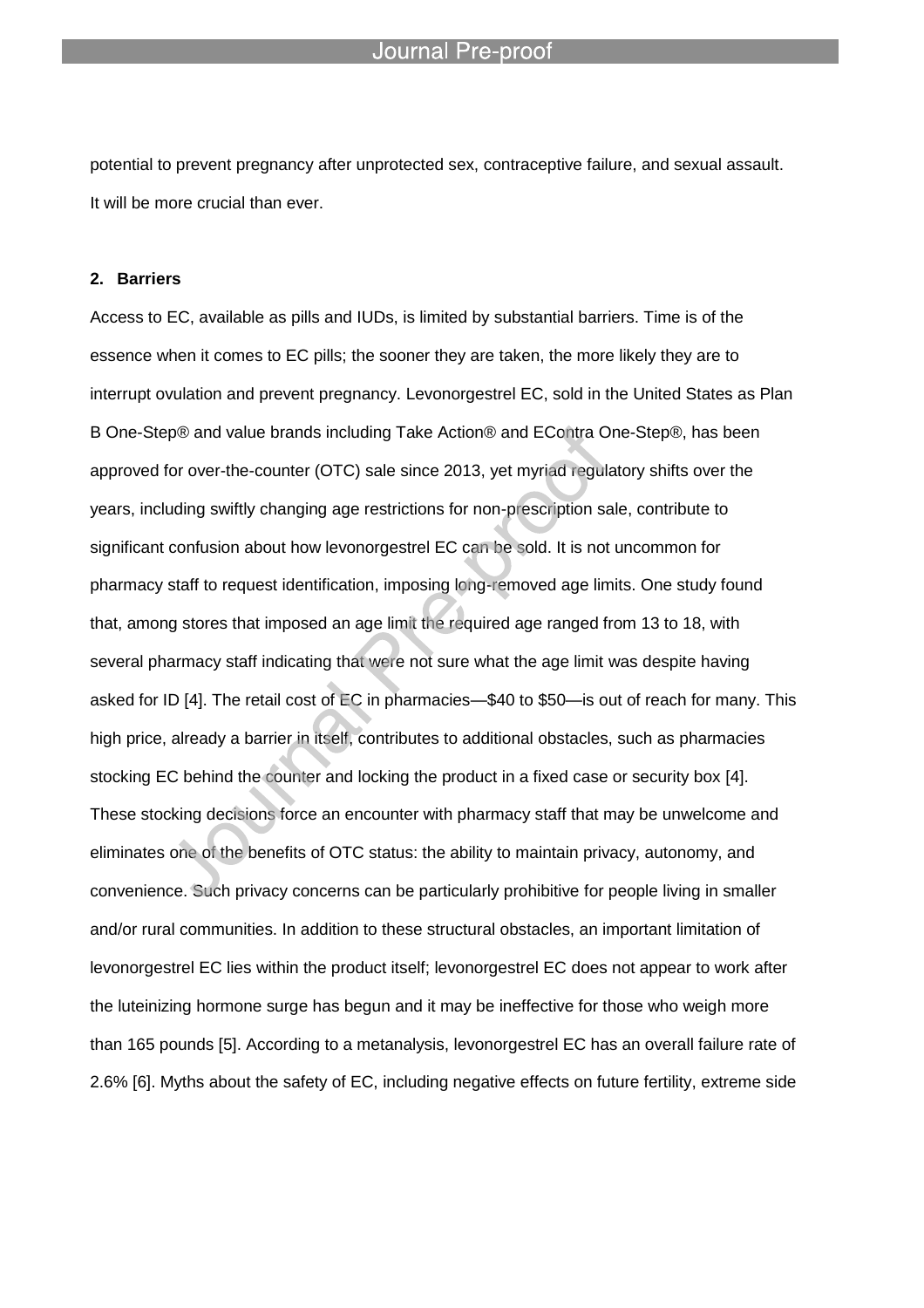potential to prevent pregnancy after unprotected sex, contraceptive failure, and sexual assault. It will be more crucial than ever.

## 2. Barriers

Access to EC, available as pills and IUDs, is limited by substantial barriers. Time is of the essence when it comes to EC pills; the sooner they are taken, the more likely they are to interrupt ovulation and prevent pregnancy. Levonorgestrel EC, sold in the United States as Plan B One-Step® and value brands including Take Action® and EContra One-Step®, has been approved for over-the-counter (OTC) sale since 2013, yet myriad regulatory shifts over the years, including swiftly changing age restrictions for non-prescription sale, contribute to significant confusion about how levonorgestrel EC can be sold. It is not uncommon for pharmacy staff to request identification, imposing long-removed age limits. One study found that, among stores that imposed an age limit the required age ranged from 13 to 18, with several pharmacy staff indicating that were not sure what the age limit was despite having asked for ID [4]. The retail cost of EC in pharmacies—$40 to $50—is out of reach for many. This high price, already a barrier in itself, contributes to additional obstacles, such as pharmacies stocking EC behind the counter and locking the product in a fixed case or security box [4]. These stocking decisions force an encounter with pharmacy staff that may be unwelcome and eliminates one of the benefits of OTC status: the ability to maintain privacy, autonomy, and convenience. Such privacy concerns can be particularly prohibitive for people living in smaller and/or rural communities. In addition to these structural obstacles, an important limitation of levonorgestrel EC lies within the product itself; levonorgestrel EC does not appear to work after the luteinizing hormone surge has begun and it may be ineffective for those who weigh more than 165 pounds [5]. According to a metanalysis, levonorgestrel EC has an overall failure rate of 2.6% [6]. Myths about the safety of EC, including negative effects on future fertility, extreme side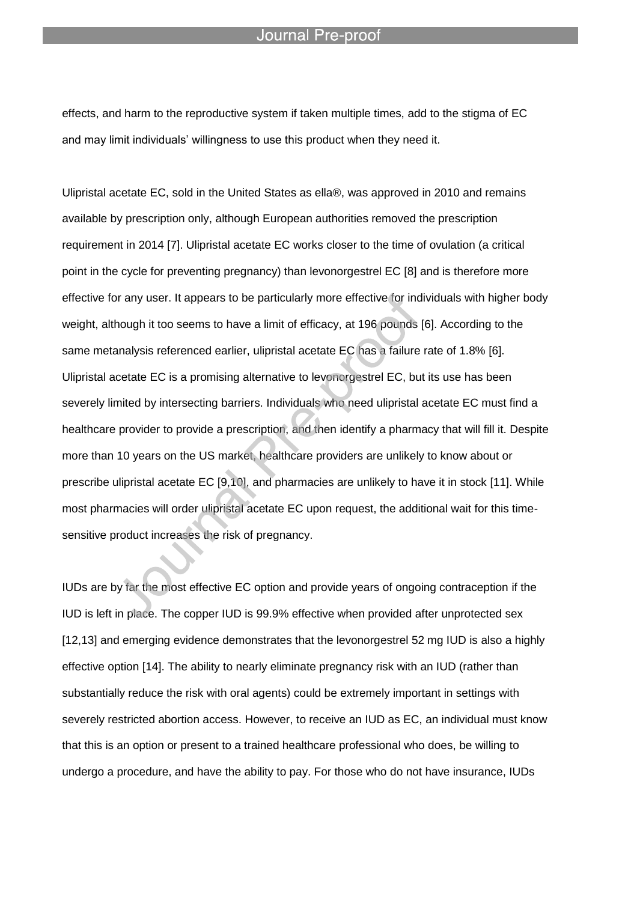effects, and harm to the reproductive system if taken multiple times, add to the stigma of EC and may limit individuals' willingness to use this product when they need it.

Ulipristal acetate EC, sold in the United States as ella®, was approved in 2010 and remains available by prescription only, although European authorities removed the prescription requirement in 2014 [7]. Ulipristal acetate EC works closer to the time of ovulation (a critical point in the cycle for preventing pregnancy) than levonorgestrel EC [8] and is therefore more effective for any user. It appears to be particularly more effective for individuals with higher body weight, although it too seems to have a limit of efficacy, at 196 pounds [6]. According to the same metanalysis referenced earlier, ulipristal acetate EC has a failure rate of 1.8% [6]. Ulipristal acetate EC is a promising alternative to levonorgestrel EC, but its use has been severely limited by intersecting barriers. Individuals who need ulipristal acetate EC must find a healthcare provider to provide a prescription, and then identify a pharmacy that will fill it. Despite more than 10 years on the US market, healthcare providers are unlikely to know about or prescribe ulipristal acetate EC [9,10], and pharmacies are unlikely to have it in stock [11]. While most pharmacies will order ulipristal acetate EC upon request, the additional wait for this time-sensitive product increases the risk of pregnancy.

IUDs are by far the most effective EC option and provide years of ongoing contraception if the IUD is left in place. The copper IUD is 99.9% effective when provided after unprotected sex [12,13] and emerging evidence demonstrates that the levonorgestrel 52 mg IUD is also a highly effective option [14]. The ability to nearly eliminate pregnancy risk with an IUD (rather than substantially reduce the risk with oral agents) could be extremely important in settings with severely restricted abortion access. However, to receive an IUD as EC, an individual must know that this is an option or present to a trained healthcare professional who does, be willing to undergo a procedure, and have the ability to pay. For those who do not have insurance, IUDs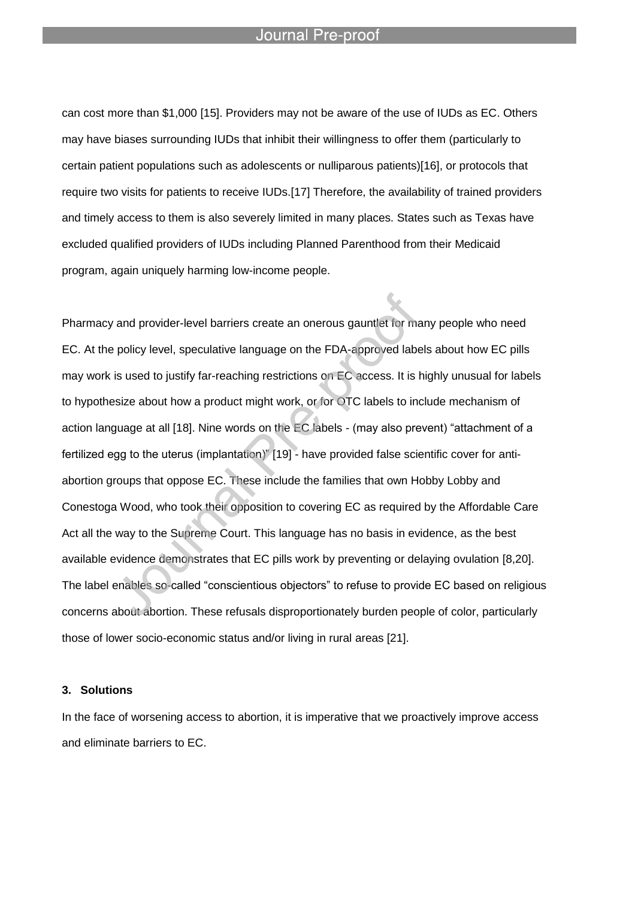can cost more than $1,000 [15]. Providers may not be aware of the use of IUDs as EC. Others may have biases surrounding IUDs that inhibit their willingness to offer them (particularly to certain patient populations such as adolescents or nulliparous patients)[16], or protocols that require two visits for patients to receive IUDs.[17] Therefore, the availability of trained providers and timely access to them is also severely limited in many places. States such as Texas have excluded qualified providers of IUDs including Planned Parenthood from their Medicaid program, again uniquely harming low-income people.

Pharmacy and provider-level barriers create an onerous gauntlet for many people who need EC. At the policy level, speculative language on the FDA-approved labels about how EC pills may work is used to justify far-reaching restrictions on EC access. It is highly unusual for labels to hypothesize about how a product might work, or for OTC labels to include mechanism of action language at all [18]. Nine words on the EC labels - (may also prevent) "attachment of a fertilized egg to the uterus (implantation)" [19] - have provided false scientific cover for anti-abortion groups that oppose EC. These include the families that own Hobby Lobby and Conestoga Wood, who took their opposition to covering EC as required by the Affordable Care Act all the way to the Supreme Court. This language has no basis in evidence, as the best available evidence demonstrates that EC pills work by preventing or delaying ovulation [8,20]. The label enables so-called "conscientious objectors" to refuse to provide EC based on religious concerns about abortion. These refusals disproportionately burden people of color, particularly those of lower socio-economic status and/or living in rural areas [21].

## 3. Solutions

In the face of worsening access to abortion, it is imperative that we proactively improve access and eliminate barriers to EC.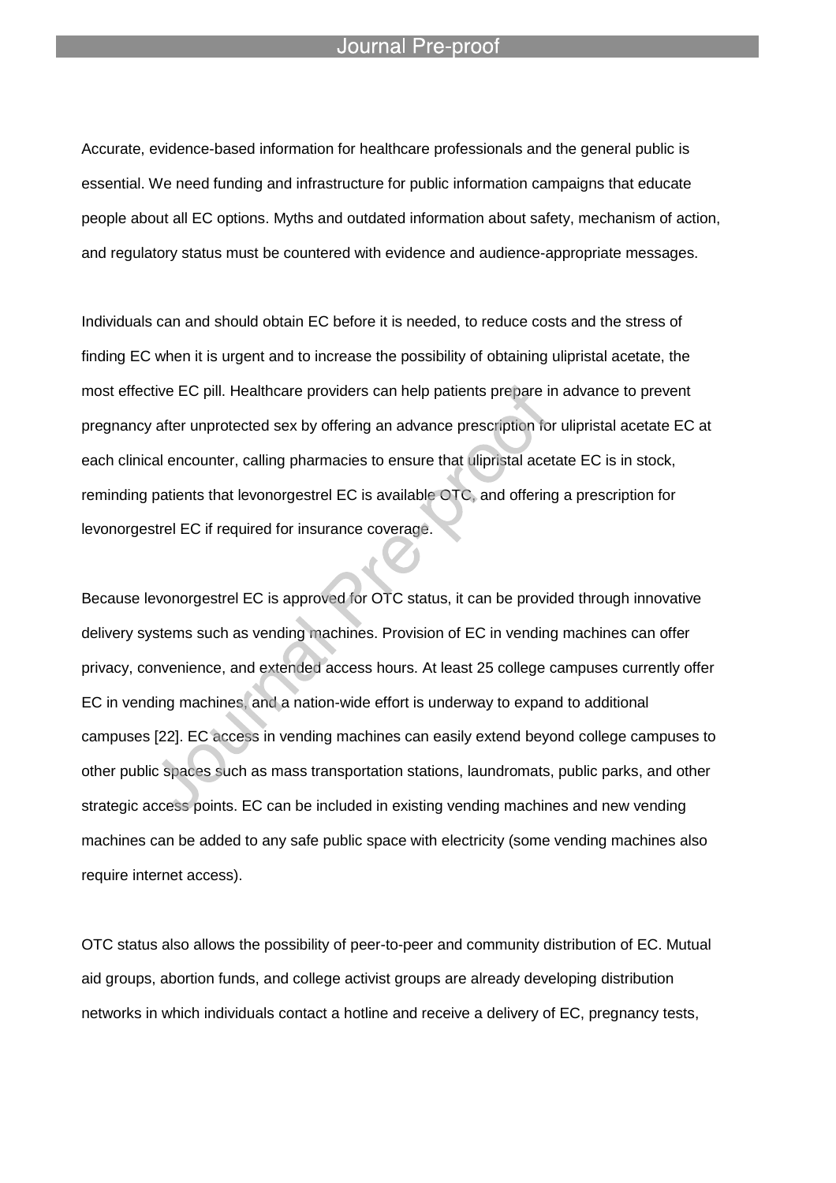Accurate, evidence-based information for healthcare professionals and the general public is essential. We need funding and infrastructure for public information campaigns that educate people about all EC options. Myths and outdated information about safety, mechanism of action, and regulatory status must be countered with evidence and audience-appropriate messages.

Individuals can and should obtain EC before it is needed, to reduce costs and the stress of finding EC when it is urgent and to increase the possibility of obtaining ulipristal acetate, the most effective EC pill. Healthcare providers can help patients prepare in advance to prevent pregnancy after unprotected sex by offering an advance prescription for ulipristal acetate EC at each clinical encounter, calling pharmacies to ensure that ulipristal acetate EC is in stock, reminding patients that levonorgestrel EC is available OTC, and offering a prescription for levonorgestrel EC if required for insurance coverage.

Because levonorgestrel EC is approved for OTC status, it can be provided through innovative delivery systems such as vending machines. Provision of EC in vending machines can offer privacy, convenience, and extended access hours. At least 25 college campuses currently offer EC in vending machines, and a nation-wide effort is underway to expand to additional campuses [22]. EC access in vending machines can easily extend beyond college campuses to other public spaces such as mass transportation stations, laundromats, public parks, and other strategic access points. EC can be included in existing vending machines and new vending machines can be added to any safe public space with electricity (some vending machines also require internet access).

OTC status also allows the possibility of peer-to-peer and community distribution of EC. Mutual aid groups, abortion funds, and college activist groups are already developing distribution networks in which individuals contact a hotline and receive a delivery of EC, pregnancy tests,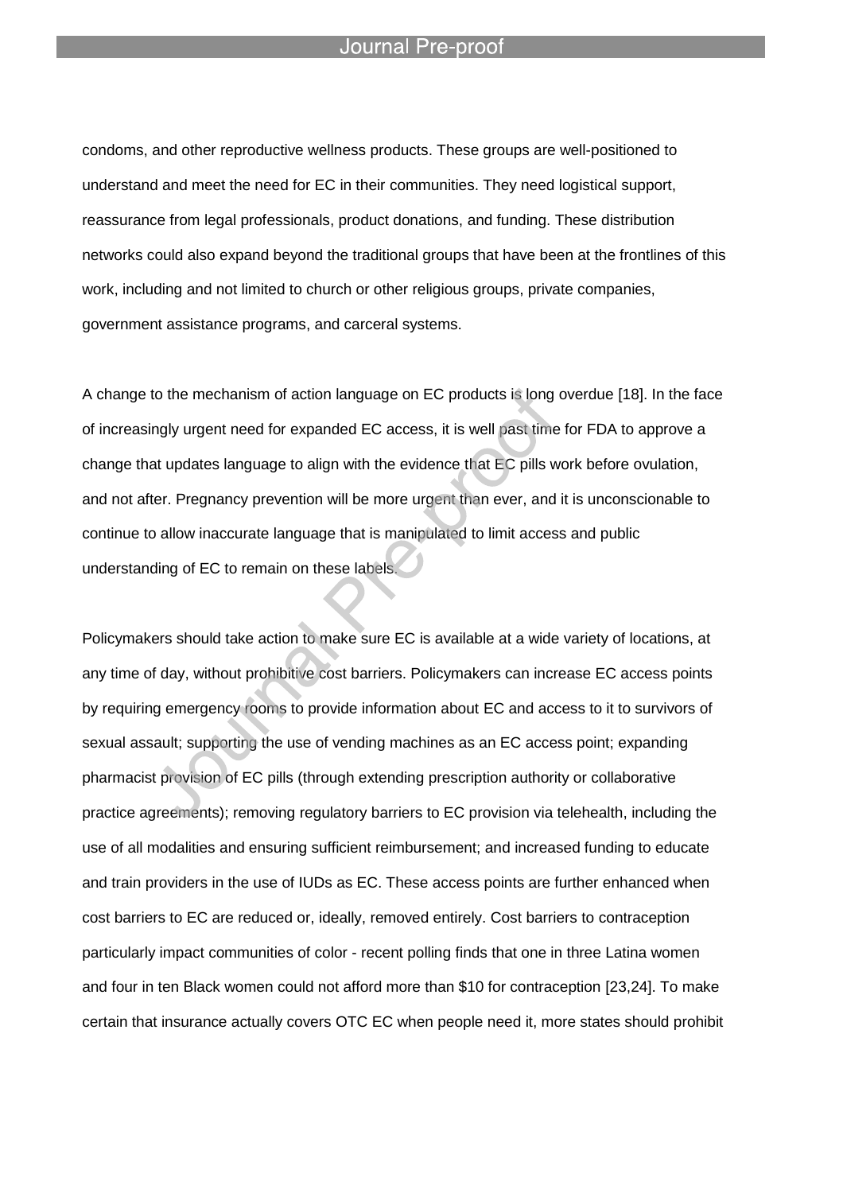condoms, and other reproductive wellness products. These groups are well-positioned to understand and meet the need for EC in their communities. They need logistical support, reassurance from legal professionals, product donations, and funding. These distribution networks could also expand beyond the traditional groups that have been at the frontlines of this work, including and not limited to church or other religious groups, private companies, government assistance programs, and carceral systems.

A change to the mechanism of action language on EC products is long overdue [18]. In the face of increasingly urgent need for expanded EC access, it is well past time for FDA to approve a change that updates language to align with the evidence that EC pills work before ovulation, and not after. Pregnancy prevention will be more urgent than ever, and it is unconscionable to continue to allow inaccurate language that is manipulated to limit access and public understanding of EC to remain on these labels.

Policymakers should take action to make sure EC is available at a wide variety of locations, at any time of day, without prohibitive cost barriers. Policymakers can increase EC access points by requiring emergency rooms to provide information about EC and access to it to survivors of sexual assault; supporting the use of vending machines as an EC access point; expanding pharmacist provision of EC pills (through extending prescription authority or collaborative practice agreements); removing regulatory barriers to EC provision via telehealth, including the use of all modalities and ensuring sufficient reimbursement; and increased funding to educate and train providers in the use of IUDs as EC. These access points are further enhanced when cost barriers to EC are reduced or, ideally, removed entirely. Cost barriers to contraception particularly impact communities of color - recent polling finds that one in three Latina women and four in ten Black women could not afford more than $10 for contraception [23,24]. To make certain that insurance actually covers OTC EC when people need it, more states should prohibit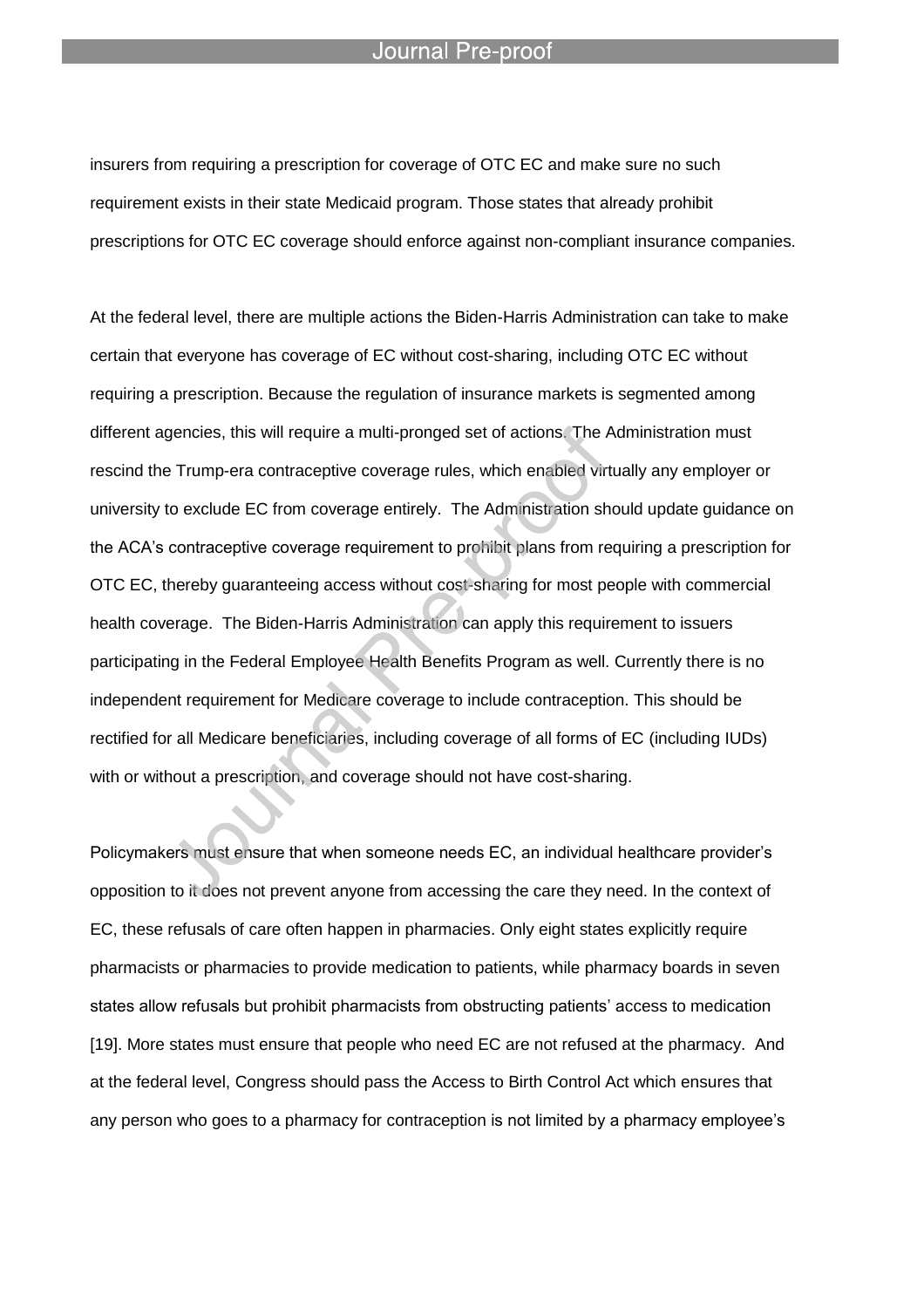insurers from requiring a prescription for coverage of OTC EC and make sure no such requirement exists in their state Medicaid program. Those states that already prohibit prescriptions for OTC EC coverage should enforce against non-compliant insurance companies.

At the federal level, there are multiple actions the Biden-Harris Administration can take to make certain that everyone has coverage of EC without cost-sharing, including OTC EC without requiring a prescription. Because the regulation of insurance markets is segmented among different agencies, this will require a multi-pronged set of actions. The Administration must rescind the Trump-era contraceptive coverage rules, which enabled virtually any employer or university to exclude EC from coverage entirely. The Administration should update guidance on the ACA's contraceptive coverage requirement to prohibit plans from requiring a prescription for OTC EC, thereby guaranteeing access without cost-sharing for most people with commercial health coverage. The Biden-Harris Administration can apply this requirement to issuers participating in the Federal Employee Health Benefits Program as well. Currently there is no independent requirement for Medicare coverage to include contraception. This should be rectified for all Medicare beneficiaries, including coverage of all forms of EC (including IUDs) with or without a prescription, and coverage should not have cost-sharing.

Policymakers must ensure that when someone needs EC, an individual healthcare provider's opposition to it does not prevent anyone from accessing the care they need. In the context of EC, these refusals of care often happen in pharmacies. Only eight states explicitly require pharmacists or pharmacies to provide medication to patients, while pharmacy boards in seven states allow refusals but prohibit pharmacists from obstructing patients' access to medication [19]. More states must ensure that people who need EC are not refused at the pharmacy. And at the federal level, Congress should pass the Access to Birth Control Act which ensures that any person who goes to a pharmacy for contraception is not limited by a pharmacy employee's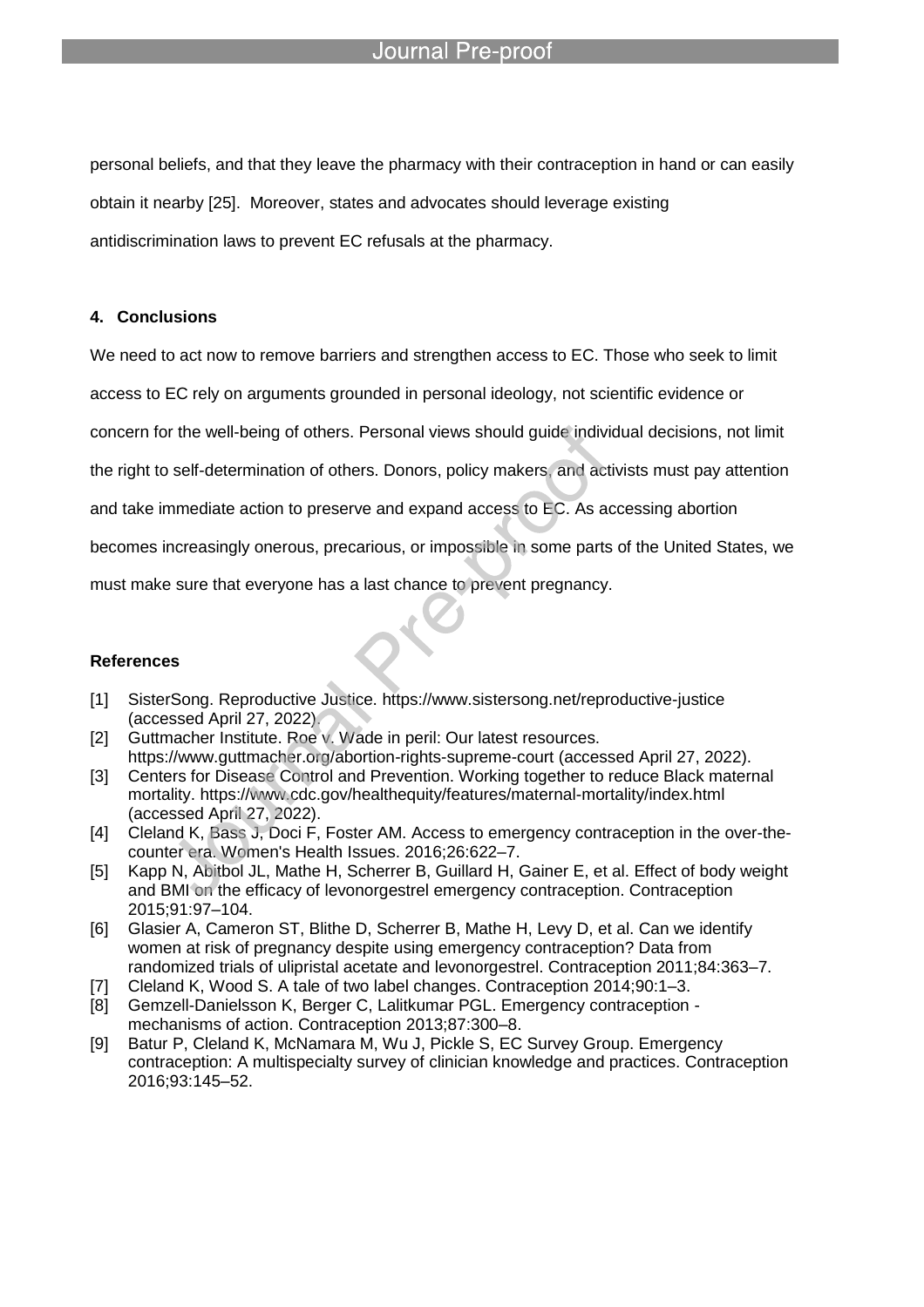personal beliefs, and that they leave the pharmacy with their contraception in hand or can easily obtain it nearby [25]. Moreover, states and advocates should leverage existing antidiscrimination laws to prevent EC refusals at the pharmacy.

## 4. Conclusions

We need to act now to remove barriers and strengthen access to EC. Those who seek to limit access to EC rely on arguments grounded in personal ideology, not scientific evidence or concern for the well-being of others. Personal views should guide individual decisions, not limit the right to self-determination of others. Donors, policy makers, and activists must pay attention and take immediate action to preserve and expand access to EC. As accessing abortion becomes increasingly onerous, precarious, or impossible in some parts of the United States, we must make sure that everyone has a last chance to prevent pregnancy.

## References

[1] SisterSong. Reproductive Justice. https://www.sistersong.net/reproductive-justice (accessed April 27, 2022).

[2] Guttmacher Institute. Roe v. Wade in peril: Our latest resources. https://www.guttmacher.org/abortion-rights-supreme-court (accessed April 27, 2022).

[3] Centers for Disease Control and Prevention. Working together to reduce Black maternal mortality. https://www.cdc.gov/healthequity/features/maternal-mortality/index.html (accessed April 27, 2022).

[4] Cleland K, Bass J, Doci F, Foster AM. Access to emergency contraception in the over-the-counter era. Women's Health Issues. 2016;26:622–7.

[5] Kapp N, Abitbol JL, Mathe H, Scherrer B, Guillard H, Gainer E, et al. Effect of body weight and BMI on the efficacy of levonorgestrel emergency contraception. Contraception 2015;91:97–104.

[6] Glasier A, Cameron ST, Blithe D, Scherrer B, Mathe H, Levy D, et al. Can we identify women at risk of pregnancy despite using emergency contraception? Data from randomized trials of ulipristal acetate and levonorgestrel. Contraception 2011;84:363–7.

[7] Cleland K, Wood S. A tale of two label changes. Contraception 2014;90:1–3.

[8] Gemzell-Danielsson K, Berger C, Lalitkumar PGL. Emergency contraception - mechanisms of action. Contraception 2013;87:300–8.

[9] Batur P, Cleland K, McNamara M, Wu J, Pickle S, EC Survey Group. Emergency contraception: A multispecialty survey of clinician knowledge and practices. Contraception 2016;93:145–52.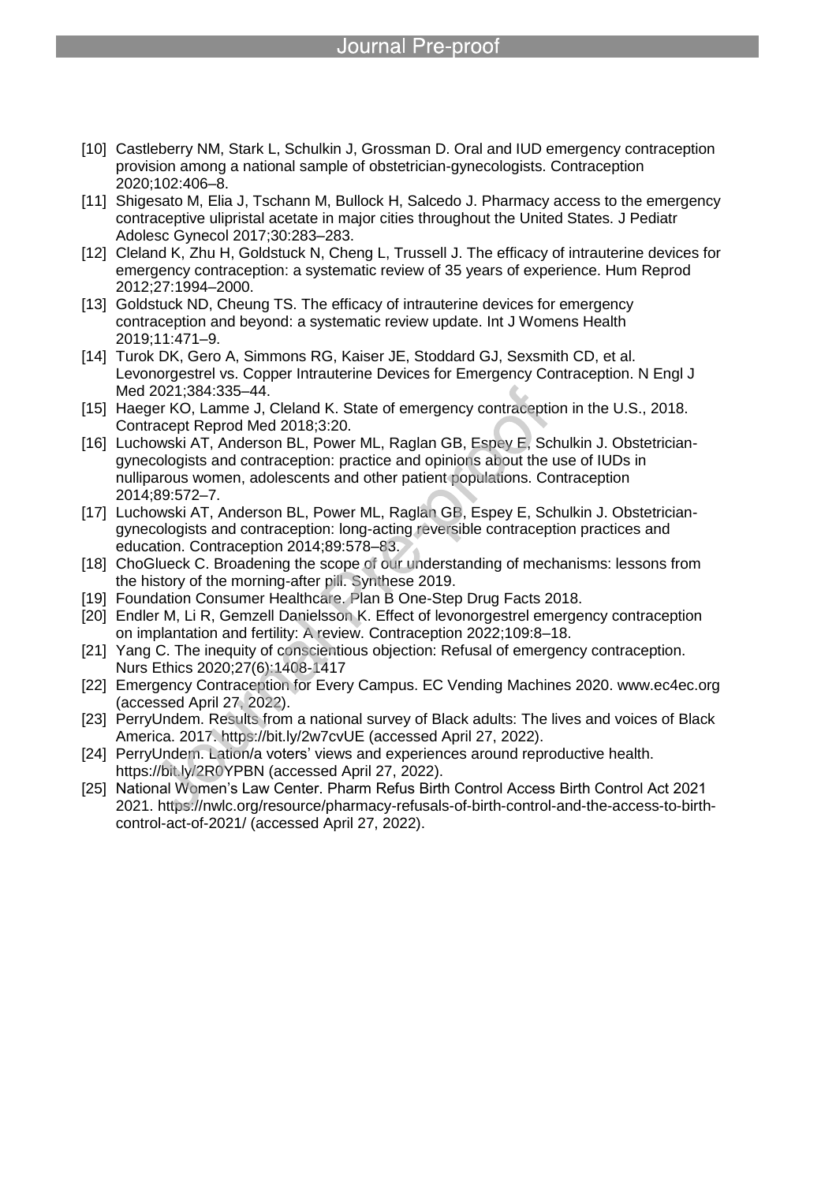[10] Castleberry NM, Stark L, Schulkin J, Grossman D. Oral and IUD emergency contraception provision among a national sample of obstetrician-gynecologists. Contraception 2020;102:406–8.

[11] Shigesato M, Elia J, Tschann M, Bullock H, Salcedo J. Pharmacy access to the emergency contraceptive ulipristal acetate in major cities throughout the United States. J Pediatr Adolesc Gynecol 2017;30:283–283.

[12] Cleland K, Zhu H, Goldstuck N, Cheng L, Trussell J. The efficacy of intrauterine devices for emergency contraception: a systematic review of 35 years of experience. Hum Reprod 2012;27:1994–2000.

[13] Goldstuck ND, Cheung TS. The efficacy of intrauterine devices for emergency contraception and beyond: a systematic review update. Int J Womens Health 2019;11:471–9.

[14] Turok DK, Gero A, Simmons RG, Kaiser JE, Stoddard GJ, Sexsmith CD, et al. Levonorgestrel vs. Copper Intrauterine Devices for Emergency Contraception. N Engl J Med 2021;384:335–44.

[15] Haeger KO, Lamme J, Cleland K. State of emergency contraception in the U.S., 2018. Contracept Reprod Med 2018;3:20.

[16] Luchowski AT, Anderson BL, Power ML, Raglan GB, Espey E, Schulkin J. Obstetrician-gynecologists and contraception: practice and opinions about the use of IUDs in nulliparous women, adolescents and other patient populations. Contraception 2014;89:572–7.

[17] Luchowski AT, Anderson BL, Power ML, Raglan GB, Espey E, Schulkin J. Obstetrician-gynecologists and contraception: long-acting reversible contraception practices and education. Contraception 2014;89:578–83.

[18] ChoGlueck C. Broadening the scope of our understanding of mechanisms: lessons from the history of the morning-after pill. Synthese 2019.

[19] Foundation Consumer Healthcare. Plan B One-Step Drug Facts 2018.

[20] Endler M, Li R, Gemzell Danielsson K. Effect of levonorgestrel emergency contraception on implantation and fertility: A review. Contraception 2022;109:8–18.

[21] Yang C. The inequity of conscientious objection: Refusal of emergency contraception. Nurs Ethics 2020;27(6):1408-1417

[22] Emergency Contraception for Every Campus. EC Vending Machines 2020. www.ec4ec.org (accessed April 27, 2022).

[23] PerryUndem. Results from a national survey of Black adults: The lives and voices of Black America. 2017. https://bit.ly/2w7cvUE (accessed April 27, 2022).

[24] PerryUndem. Lation/a voters' views and experiences around reproductive health. https://bit.ly/2R0YPBN (accessed April 27, 2022).

[25] National Women's Law Center. Pharm Refus Birth Control Access Birth Control Act 2021 2021. https://nwlc.org/resource/pharmacy-refusals-of-birth-control-and-the-access-to-birth-control-act-of-2021/ (accessed April 27, 2022).